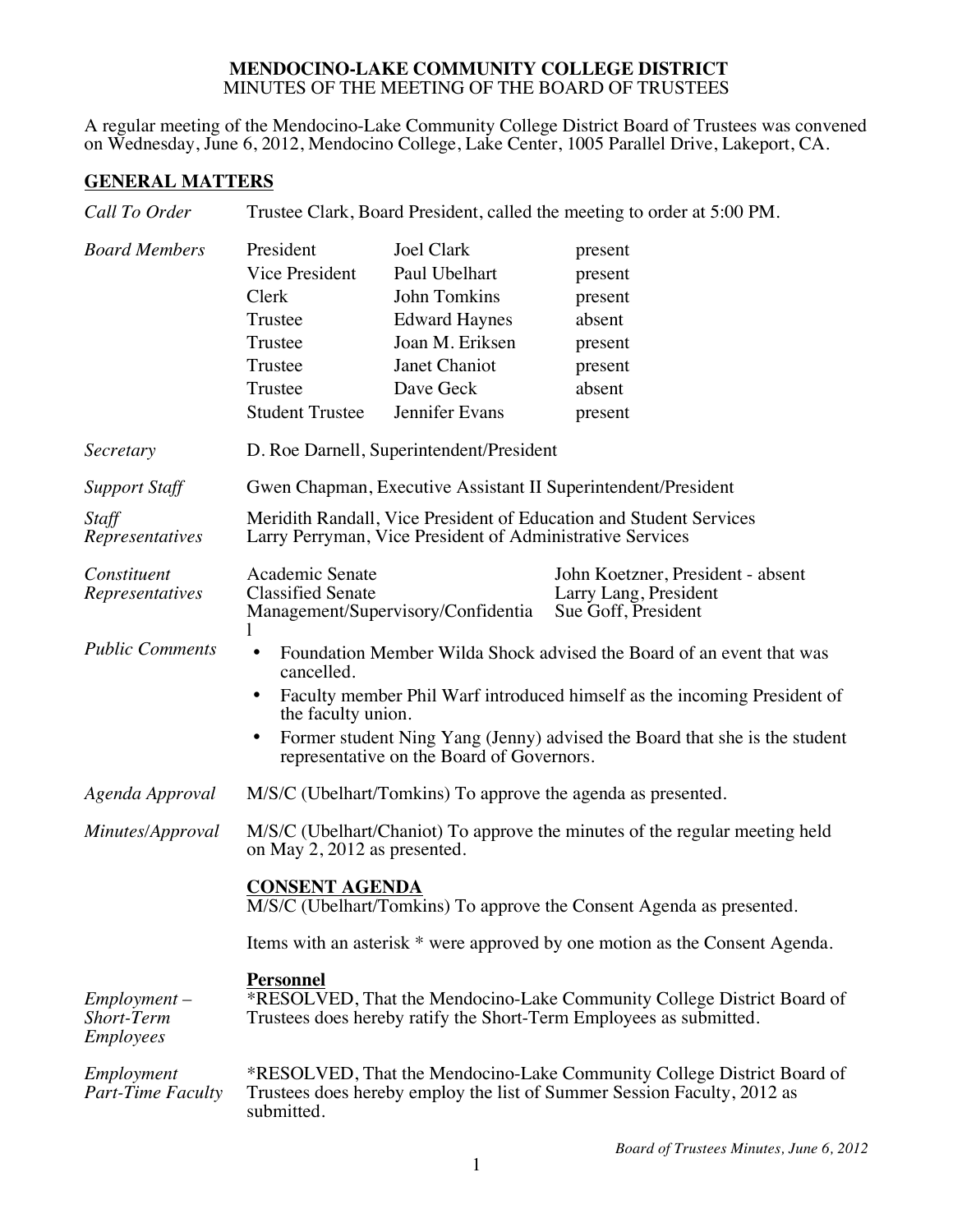**MENDOCINO-LAKE COMMUNITY COLLEGE DISTRICT**
MINUTES OF THE MEETING OF THE BOARD OF TRUSTEES

A regular meeting of the Mendocino-Lake Community College District Board of Trustees was convened on Wednesday, June 6, 2012, Mendocino College, Lake Center, 1005 Parallel Drive, Lakeport, CA.

## GENERAL MATTERS

*Call To Order* — Trustee Clark, Board President, called the meeting to order at 5:00 PM.

*Board Members*

| | | |
|---|---|---|
| President | Joel Clark | present |
| Vice President | Paul Ubelhart | present |
| Clerk | John Tomkins | present |
| Trustee | Edward Haynes | absent |
| Trustee | Joan M. Eriksen | present |
| Trustee | Janet Chaniot | present |
| Trustee | Dave Geck | absent |
| Student Trustee | Jennifer Evans | present |

*Secretary* — D. Roe Darnell, Superintendent/President

*Support Staff* — Gwen Chapman, Executive Assistant II Superintendent/President

*Staff Representatives* — Meridith Randall, Vice President of Education and Student Services
Larry Perryman, Vice President of Administrative Services

*Constituent Representatives*

| | |
|---|---|
| Academic Senate | John Koetzner, President - absent |
| Classified Senate | Larry Lang, President |
| Management/Supervisory/Confidential | Sue Goff, President |

*Public Comments*

- Foundation Member Wilda Shock advised the Board of an event that was cancelled.
- Faculty member Phil Warf introduced himself as the incoming President of the faculty union.
- Former student Ning Yang (Jenny) advised the Board that she is the student representative on the Board of Governors.

*Agenda Approval* — M/S/C (Ubelhart/Tomkins) To approve the agenda as presented.

*Minutes/Approval* — M/S/C (Ubelhart/Chaniot) To approve the minutes of the regular meeting held on May 2, 2012 as presented.

**CONSENT AGENDA**

M/S/C (Ubelhart/Tomkins) To approve the Consent Agenda as presented.

Items with an asterisk * were approved by one motion as the Consent Agenda.

**Personnel**

*Employment – Short-Term Employees* — *RESOLVED, That the Mendocino-Lake Community College District Board of Trustees does hereby ratify the Short-Term Employees as submitted.

*Employment Part-Time Faculty* — *RESOLVED, That the Mendocino-Lake Community College District Board of Trustees does hereby employ the list of Summer Session Faculty, 2012 as submitted.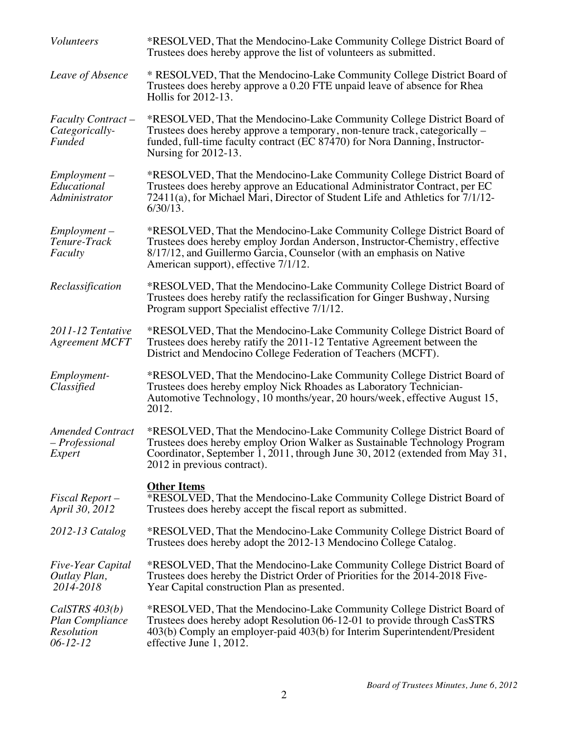*Volunteers* *RESOLVED, That the Mendocino-Lake Community College District Board of Trustees does hereby approve the list of volunteers as submitted.

*Leave of Absence* * RESOLVED, That the Mendocino-Lake Community College District Board of Trustees does hereby approve a 0.20 FTE unpaid leave of absence for Rhea Hollis for 2012-13.

*Faculty Contract – Categorically-Funded* *RESOLVED, That the Mendocino-Lake Community College District Board of Trustees does hereby approve a temporary, non-tenure track, categorically – funded, full-time faculty contract (EC 87470) for Nora Danning, Instructor-Nursing for 2012-13.

*Employment – Educational Administrator* *RESOLVED, That the Mendocino-Lake Community College District Board of Trustees does hereby approve an Educational Administrator Contract, per EC 72411(a), for Michael Mari, Director of Student Life and Athletics for 7/1/12-6/30/13.

*Employment – Tenure-Track Faculty* *RESOLVED, That the Mendocino-Lake Community College District Board of Trustees does hereby employ Jordan Anderson, Instructor-Chemistry, effective 8/17/12, and Guillermo Garcia, Counselor (with an emphasis on Native American support), effective 7/1/12.

*Reclassification* *RESOLVED, That the Mendocino-Lake Community College District Board of Trustees does hereby ratify the reclassification for Ginger Bushway, Nursing Program support Specialist effective 7/1/12.

*2011-12 Tentative Agreement MCFT* *RESOLVED, That the Mendocino-Lake Community College District Board of Trustees does hereby ratify the 2011-12 Tentative Agreement between the District and Mendocino College Federation of Teachers (MCFT).

*Employment-Classified* *RESOLVED, That the Mendocino-Lake Community College District Board of Trustees does hereby employ Nick Rhoades as Laboratory Technician-Automotive Technology, 10 months/year, 20 hours/week, effective August 15, 2012.

*Amended Contract – Professional Expert* *RESOLVED, That the Mendocino-Lake Community College District Board of Trustees does hereby employ Orion Walker as Sustainable Technology Program Coordinator, September 1, 2011, through June 30, 2012 (extended from May 31, 2012 in previous contract).

**Other Items**

*Fiscal Report – April 30, 2012* *RESOLVED, That the Mendocino-Lake Community College District Board of Trustees does hereby accept the fiscal report as submitted.

*2012-13 Catalog* *RESOLVED, That the Mendocino-Lake Community College District Board of Trustees does hereby adopt the 2012-13 Mendocino College Catalog.

*Five-Year Capital Outlay Plan, 2014-2018* *RESOLVED, That the Mendocino-Lake Community College District Board of Trustees does hereby the District Order of Priorities for the 2014-2018 Five-Year Capital construction Plan as presented.

*CalSTRS 403(b) Plan Compliance Resolution 06-12-12* *RESOLVED, That the Mendocino-Lake Community College District Board of Trustees does hereby adopt Resolution 06-12-01 to provide through CasSTRS 403(b) Comply an employer-paid 403(b) for Interim Superintendent/President effective June 1, 2012.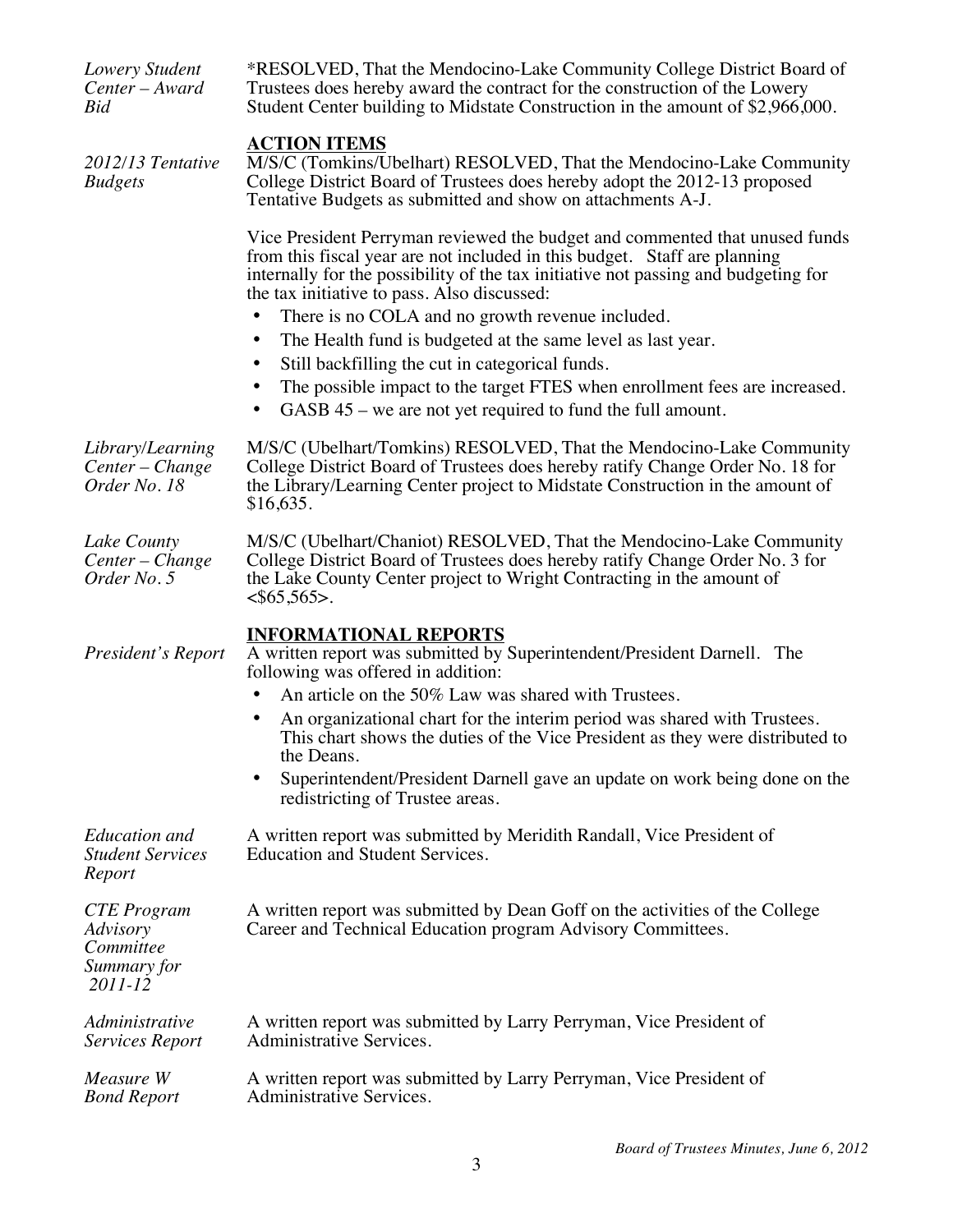*Lowery Student Center – Award Bid*

*RESOLVED, That the Mendocino-Lake Community College District Board of Trustees does hereby award the contract for the construction of the Lowery Student Center building to Midstate Construction in the amount of $2,966,000.

## ACTION ITEMS

*2012/13 Tentative Budgets*

M/S/C (Tomkins/Ubelhart) RESOLVED, That the Mendocino-Lake Community College District Board of Trustees does hereby adopt the 2012-13 proposed Tentative Budgets as submitted and show on attachments A-J.

Vice President Perryman reviewed the budget and commented that unused funds from this fiscal year are not included in this budget. Staff are planning internally for the possibility of the tax initiative not passing and budgeting for the tax initiative to pass. Also discussed:

- There is no COLA and no growth revenue included.
- The Health fund is budgeted at the same level as last year.
- Still backfilling the cut in categorical funds.
- The possible impact to the target FTES when enrollment fees are increased.
- GASB 45 – we are not yet required to fund the full amount.

*Library/Learning Center – Change Order No. 18*

M/S/C (Ubelhart/Tomkins) RESOLVED, That the Mendocino-Lake Community College District Board of Trustees does hereby ratify Change Order No. 18 for the Library/Learning Center project to Midstate Construction in the amount of $16,635.

*Lake County Center – Change Order No. 5*

M/S/C (Ubelhart/Chaniot) RESOLVED, That the Mendocino-Lake Community College District Board of Trustees does hereby ratify Change Order No. 3 for the Lake County Center project to Wright Contracting in the amount of <$65,565>.

## INFORMATIONAL REPORTS

*President's Report*

A written report was submitted by Superintendent/President Darnell. The following was offered in addition:

- An article on the 50% Law was shared with Trustees.
- An organizational chart for the interim period was shared with Trustees. This chart shows the duties of the Vice President as they were distributed to the Deans.
- Superintendent/President Darnell gave an update on work being done on the redistricting of Trustee areas.

*Education and Student Services Report*

A written report was submitted by Meridith Randall, Vice President of Education and Student Services.

*CTE Program Advisory Committee Summary for 2011-12*

A written report was submitted by Dean Goff on the activities of the College Career and Technical Education program Advisory Committees.

*Administrative Services Report*

A written report was submitted by Larry Perryman, Vice President of Administrative Services.

*Measure W Bond Report*

A written report was submitted by Larry Perryman, Vice President of Administrative Services.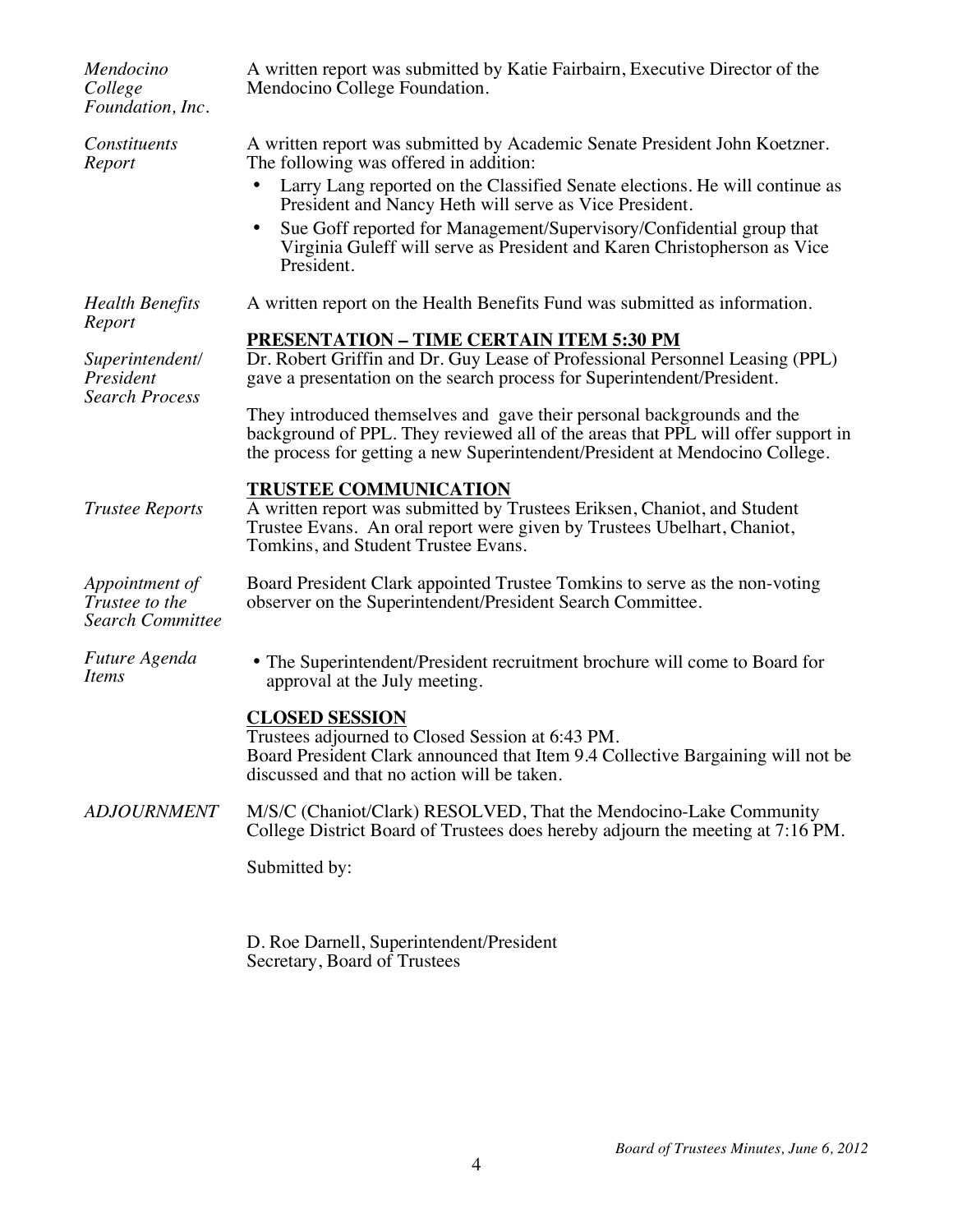*Mendocino College Foundation, Inc.*

A written report was submitted by Katie Fairbairn, Executive Director of the Mendocino College Foundation.

*Constituents Report*

A written report was submitted by Academic Senate President John Koetzner. The following was offered in addition:

- Larry Lang reported on the Classified Senate elections. He will continue as President and Nancy Heth will serve as Vice President.
- Sue Goff reported for Management/Supervisory/Confidential group that Virginia Guleff will serve as President and Karen Christopherson as Vice President.

*Health Benefits Report*

A written report on the Health Benefits Fund was submitted as information.

**PRESENTATION – TIME CERTAIN ITEM 5:30 PM**

*Superintendent/ President Search Process*

Dr. Robert Griffin and Dr. Guy Lease of Professional Personnel Leasing (PPL) gave a presentation on the search process for Superintendent/President.

They introduced themselves and gave their personal backgrounds and the background of PPL. They reviewed all of the areas that PPL will offer support in the process for getting a new Superintendent/President at Mendocino College.

**TRUSTEE COMMUNICATION**

*Trustee Reports*

A written report was submitted by Trustees Eriksen, Chaniot, and Student Trustee Evans. An oral report were given by Trustees Ubelhart, Chaniot, Tomkins, and Student Trustee Evans.

*Appointment of Trustee to the Search Committee*

Board President Clark appointed Trustee Tomkins to serve as the non-voting observer on the Superintendent/President Search Committee.

*Future Agenda Items*

- The Superintendent/President recruitment brochure will come to Board for approval at the July meeting.

**CLOSED SESSION**

Trustees adjourned to Closed Session at 6:43 PM.
Board President Clark announced that Item 9.4 Collective Bargaining will not be discussed and that no action will be taken.

*ADJOURNMENT*

M/S/C (Chaniot/Clark) RESOLVED, That the Mendocino-Lake Community College District Board of Trustees does hereby adjourn the meeting at 7:16 PM.

Submitted by:

D. Roe Darnell, Superintendent/President
Secretary, Board of Trustees